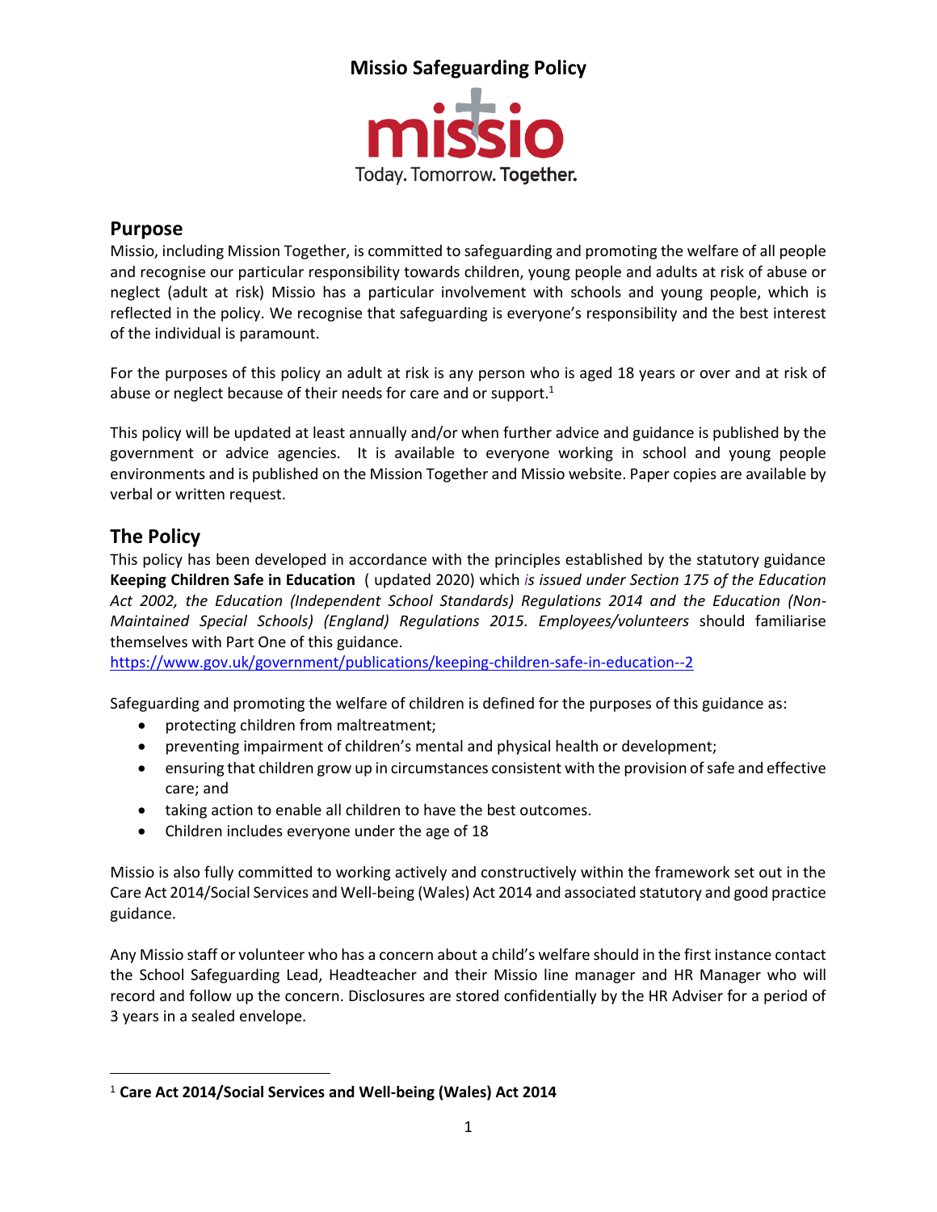# Missio Safeguarding Policy

missio

Today. Tomorrow. **Together.**

## Purpose

Missio, including Mission Together, is committed to safeguarding and promoting the welfare of all people and recognise our particular responsibility towards children, young people and adults at risk of abuse or neglect (adult at risk) Missio has a particular involvement with schools and young people, which is reflected in the policy. We recognise that safeguarding is everyone's responsibility and the best interest of the individual is paramount.

For the purposes of this policy an adult at risk is any person who is aged 18 years or over and at risk of abuse or neglect because of their needs for care and or support.[1]

This policy will be updated at least annually and/or when further advice and guidance is published by the government or advice agencies. It is available to everyone working in school and young people environments and is published on the Mission Together and Missio website. Paper copies are available by verbal or written request.

## The Policy

This policy has been developed in accordance with the principles established by the statutory guidance **Keeping Children Safe in Education** ( updated 2020) which *is issued under Section 175 of the Education Act 2002, the Education (Independent School Standards) Regulations 2014 and the Education (Non-Maintained Special Schools) (England) Regulations 2015. Employees/volunteers* should familiarise themselves with Part One of this guidance.
https://www.gov.uk/government/publications/keeping-children-safe-in-education--2

Safeguarding and promoting the welfare of children is defined for the purposes of this guidance as:

- protecting children from maltreatment;
- preventing impairment of children's mental and physical health or development;
- ensuring that children grow up in circumstances consistent with the provision of safe and effective care; and
- taking action to enable all children to have the best outcomes.
- Children includes everyone under the age of 18

Missio is also fully committed to working actively and constructively within the framework set out in the Care Act 2014/Social Services and Well-being (Wales) Act 2014 and associated statutory and good practice guidance.

Any Missio staff or volunteer who has a concern about a child's welfare should in the first instance contact the School Safeguarding Lead, Headteacher and their Missio line manager and HR Manager who will record and follow up the concern. Disclosures are stored confidentially by the HR Adviser for a period of 3 years in a sealed envelope.

---

[1] **Care Act 2014/Social Services and Well-being (Wales) Act 2014**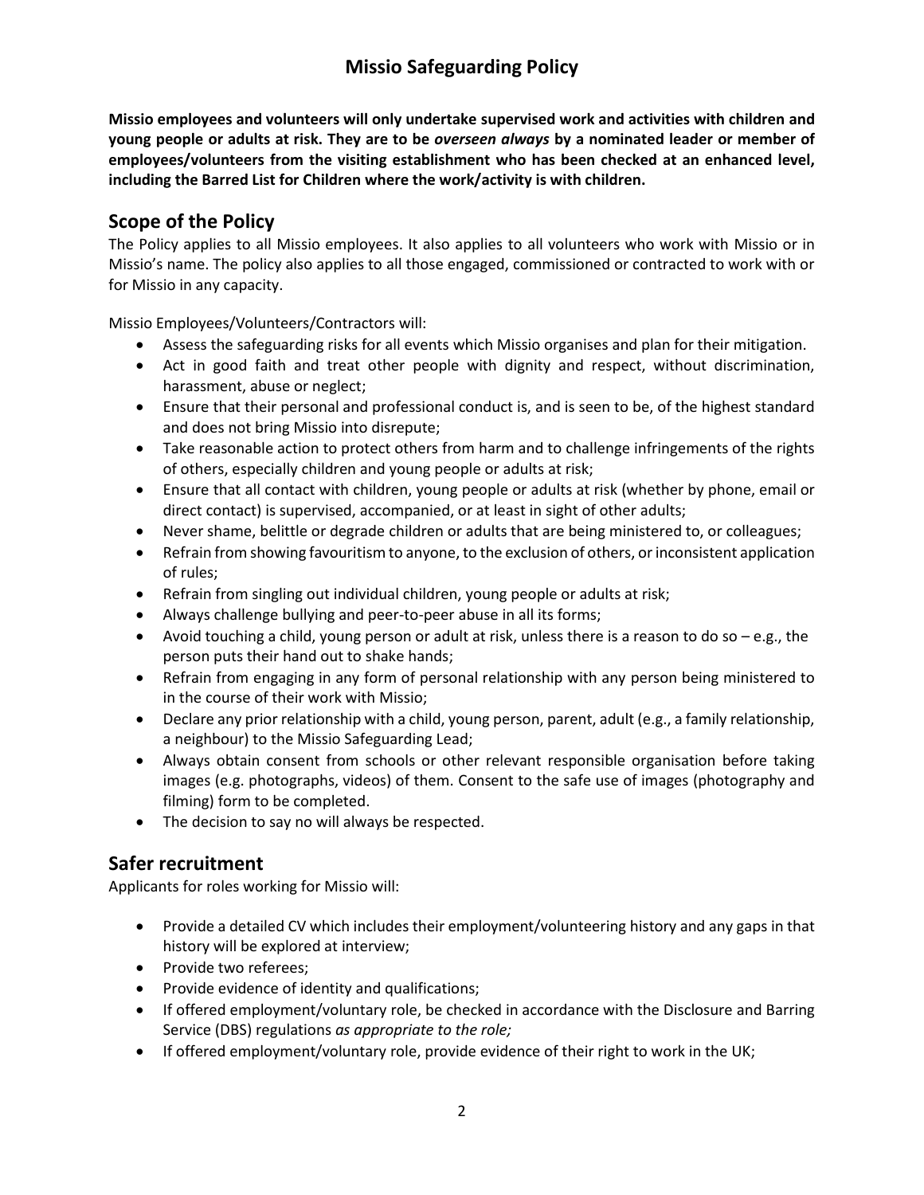# Missio Safeguarding Policy

**Missio employees and volunteers will only undertake supervised work and activities with children and young people or adults at risk. They are to be *overseen always* by a nominated leader or member of employees/volunteers from the visiting establishment who has been checked at an enhanced level, including the Barred List for Children where the work/activity is with children.**

## Scope of the Policy

The Policy applies to all Missio employees. It also applies to all volunteers who work with Missio or in Missio's name. The policy also applies to all those engaged, commissioned or contracted to work with or for Missio in any capacity.

Missio Employees/Volunteers/Contractors will:

- Assess the safeguarding risks for all events which Missio organises and plan for their mitigation.
- Act in good faith and treat other people with dignity and respect, without discrimination, harassment, abuse or neglect;
- Ensure that their personal and professional conduct is, and is seen to be, of the highest standard and does not bring Missio into disrepute;
- Take reasonable action to protect others from harm and to challenge infringements of the rights of others, especially children and young people or adults at risk;
- Ensure that all contact with children, young people or adults at risk (whether by phone, email or direct contact) is supervised, accompanied, or at least in sight of other adults;
- Never shame, belittle or degrade children or adults that are being ministered to, or colleagues;
- Refrain from showing favouritism to anyone, to the exclusion of others, or inconsistent application of rules;
- Refrain from singling out individual children, young people or adults at risk;
- Always challenge bullying and peer-to-peer abuse in all its forms;
- Avoid touching a child, young person or adult at risk, unless there is a reason to do so – e.g., the person puts their hand out to shake hands;
- Refrain from engaging in any form of personal relationship with any person being ministered to in the course of their work with Missio;
- Declare any prior relationship with a child, young person, parent, adult (e.g., a family relationship, a neighbour) to the Missio Safeguarding Lead;
- Always obtain consent from schools or other relevant responsible organisation before taking images (e.g. photographs, videos) of them. Consent to the safe use of images (photography and filming) form to be completed.
- The decision to say no will always be respected.

## Safer recruitment

Applicants for roles working for Missio will:

- Provide a detailed CV which includes their employment/volunteering history and any gaps in that history will be explored at interview;
- Provide two referees;
- Provide evidence of identity and qualifications;
- If offered employment/voluntary role, be checked in accordance with the Disclosure and Barring Service (DBS) regulations *as appropriate to the role;*
- If offered employment/voluntary role, provide evidence of their right to work in the UK;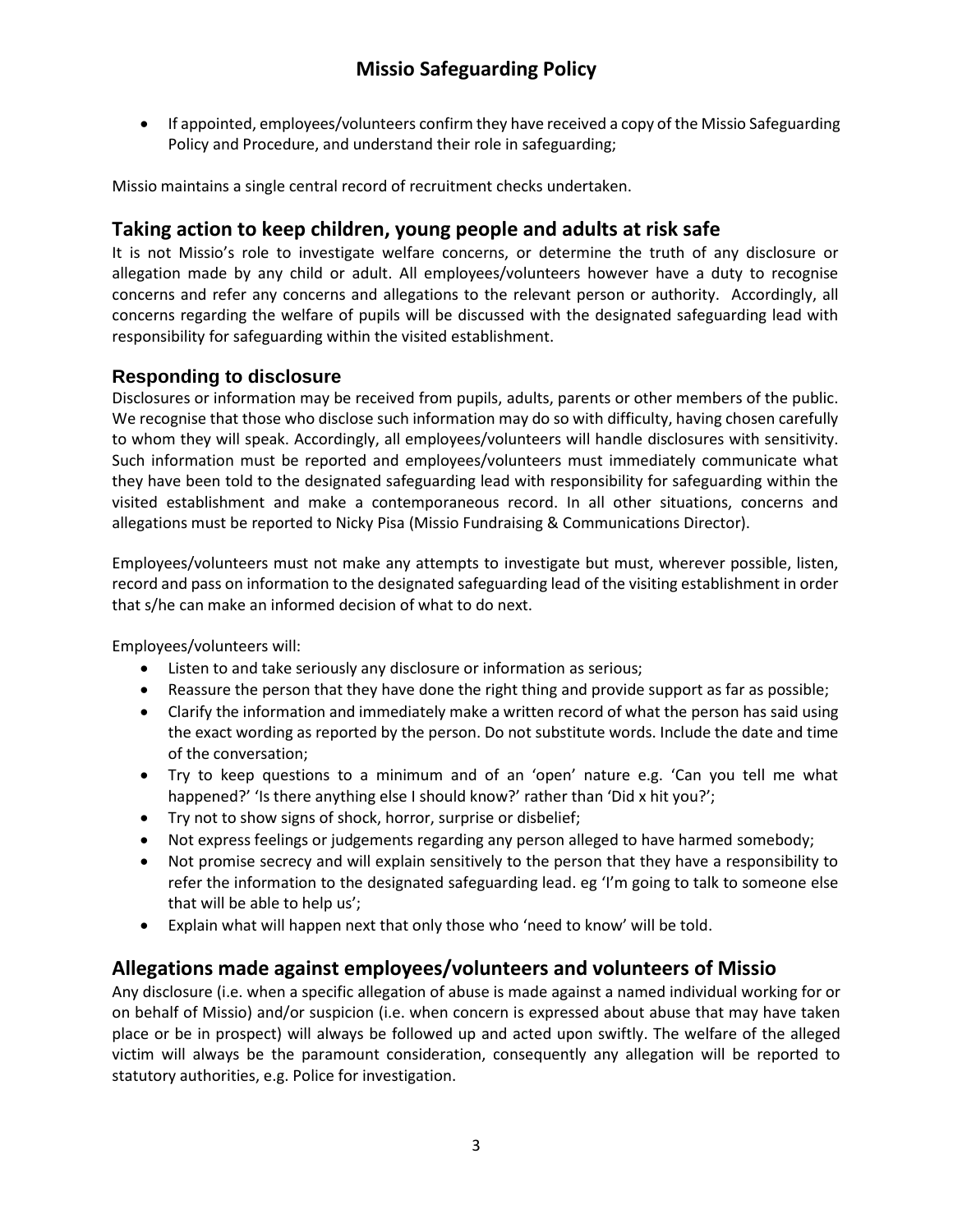- If appointed, employees/volunteers confirm they have received a copy of the Missio Safeguarding Policy and Procedure, and understand their role in safeguarding;

Missio maintains a single central record of recruitment checks undertaken.

## Taking action to keep children, young people and adults at risk safe

It is not Missio's role to investigate welfare concerns, or determine the truth of any disclosure or allegation made by any child or adult. All employees/volunteers however have a duty to recognise concerns and refer any concerns and allegations to the relevant person or authority. Accordingly, all concerns regarding the welfare of pupils will be discussed with the designated safeguarding lead with responsibility for safeguarding within the visited establishment.

### Responding to disclosure

Disclosures or information may be received from pupils, adults, parents or other members of the public. We recognise that those who disclose such information may do so with difficulty, having chosen carefully to whom they will speak. Accordingly, all employees/volunteers will handle disclosures with sensitivity. Such information must be reported and employees/volunteers must immediately communicate what they have been told to the designated safeguarding lead with responsibility for safeguarding within the visited establishment and make a contemporaneous record. In all other situations, concerns and allegations must be reported to Nicky Pisa (Missio Fundraising & Communications Director).

Employees/volunteers must not make any attempts to investigate but must, wherever possible, listen, record and pass on information to the designated safeguarding lead of the visiting establishment in order that s/he can make an informed decision of what to do next.

Employees/volunteers will:

- Listen to and take seriously any disclosure or information as serious;
- Reassure the person that they have done the right thing and provide support as far as possible;
- Clarify the information and immediately make a written record of what the person has said using the exact wording as reported by the person. Do not substitute words. Include the date and time of the conversation;
- Try to keep questions to a minimum and of an 'open' nature e.g. 'Can you tell me what happened?' 'Is there anything else I should know?' rather than 'Did x hit you?';
- Try not to show signs of shock, horror, surprise or disbelief;
- Not express feelings or judgements regarding any person alleged to have harmed somebody;
- Not promise secrecy and will explain sensitively to the person that they have a responsibility to refer the information to the designated safeguarding lead. eg 'I'm going to talk to someone else that will be able to help us';
- Explain what will happen next that only those who 'need to know' will be told.

## Allegations made against employees/volunteers and volunteers of Missio

Any disclosure (i.e. when a specific allegation of abuse is made against a named individual working for or on behalf of Missio) and/or suspicion (i.e. when concern is expressed about abuse that may have taken place or be in prospect) will always be followed up and acted upon swiftly. The welfare of the alleged victim will always be the paramount consideration, consequently any allegation will be reported to statutory authorities, e.g. Police for investigation.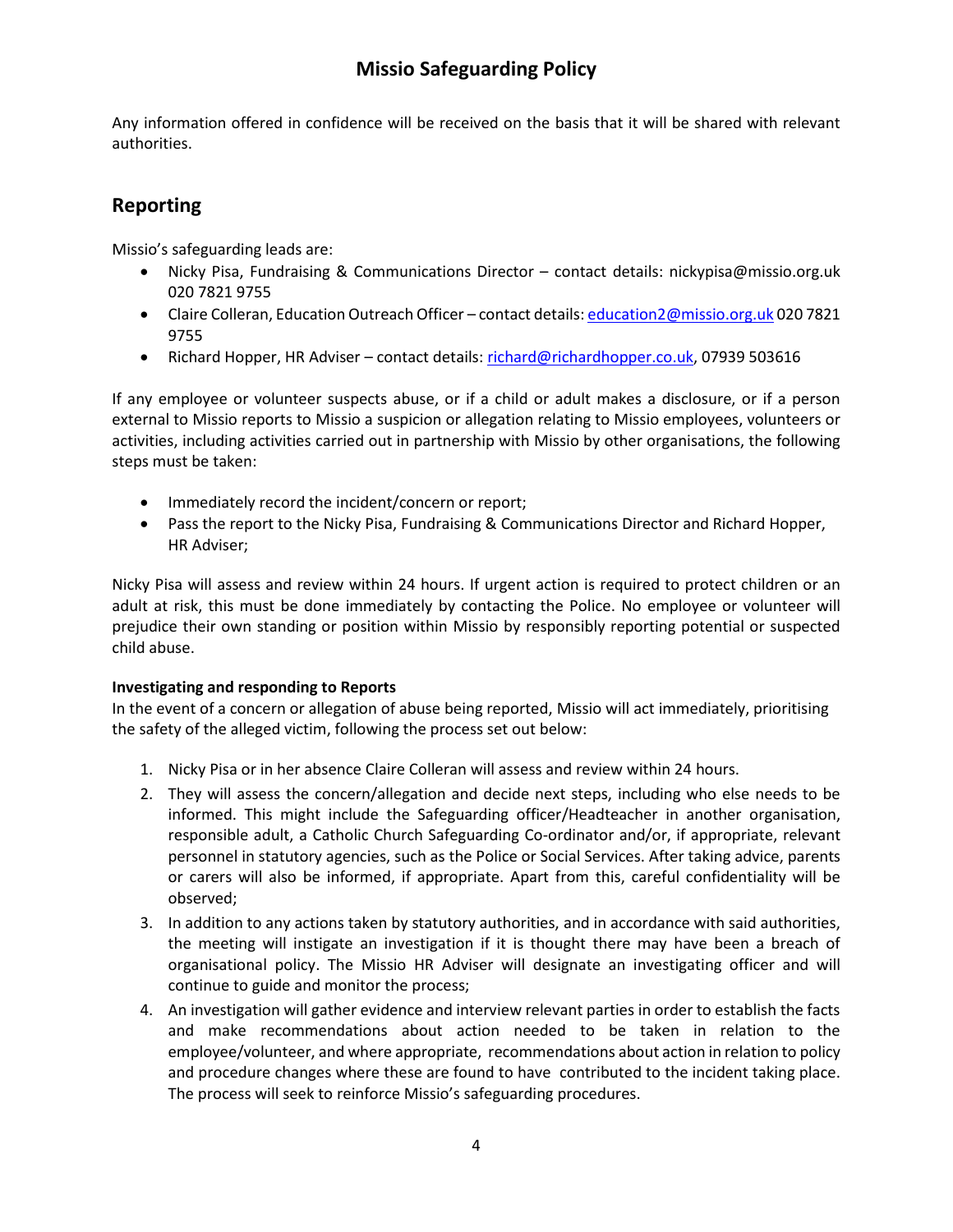Any information offered in confidence will be received on the basis that it will be shared with relevant authorities.

## Reporting

Missio's safeguarding leads are:

- Nicky Pisa, Fundraising & Communications Director – contact details: nickypisa@missio.org.uk 020 7821 9755
- Claire Colleran, Education Outreach Officer – contact details: education2@missio.org.uk 020 7821 9755
- Richard Hopper, HR Adviser – contact details: richard@richardhopper.co.uk, 07939 503616

If any employee or volunteer suspects abuse, or if a child or adult makes a disclosure, or if a person external to Missio reports to Missio a suspicion or allegation relating to Missio employees, volunteers or activities, including activities carried out in partnership with Missio by other organisations, the following steps must be taken:

- Immediately record the incident/concern or report;
- Pass the report to the Nicky Pisa, Fundraising & Communications Director and Richard Hopper, HR Adviser;

Nicky Pisa will assess and review within 24 hours. If urgent action is required to protect children or an adult at risk, this must be done immediately by contacting the Police. No employee or volunteer will prejudice their own standing or position within Missio by responsibly reporting potential or suspected child abuse.

**Investigating and responding to Reports**

In the event of a concern or allegation of abuse being reported, Missio will act immediately, prioritising the safety of the alleged victim, following the process set out below:

1. Nicky Pisa or in her absence Claire Colleran will assess and review within 24 hours.
2. They will assess the concern/allegation and decide next steps, including who else needs to be informed. This might include the Safeguarding officer/Headteacher in another organisation, responsible adult, a Catholic Church Safeguarding Co-ordinator and/or, if appropriate, relevant personnel in statutory agencies, such as the Police or Social Services. After taking advice, parents or carers will also be informed, if appropriate. Apart from this, careful confidentiality will be observed;
3. In addition to any actions taken by statutory authorities, and in accordance with said authorities, the meeting will instigate an investigation if it is thought there may have been a breach of organisational policy. The Missio HR Adviser will designate an investigating officer and will continue to guide and monitor the process;
4. An investigation will gather evidence and interview relevant parties in order to establish the facts and make recommendations about action needed to be taken in relation to the employee/volunteer, and where appropriate, recommendations about action in relation to policy and procedure changes where these are found to have contributed to the incident taking place. The process will seek to reinforce Missio's safeguarding procedures.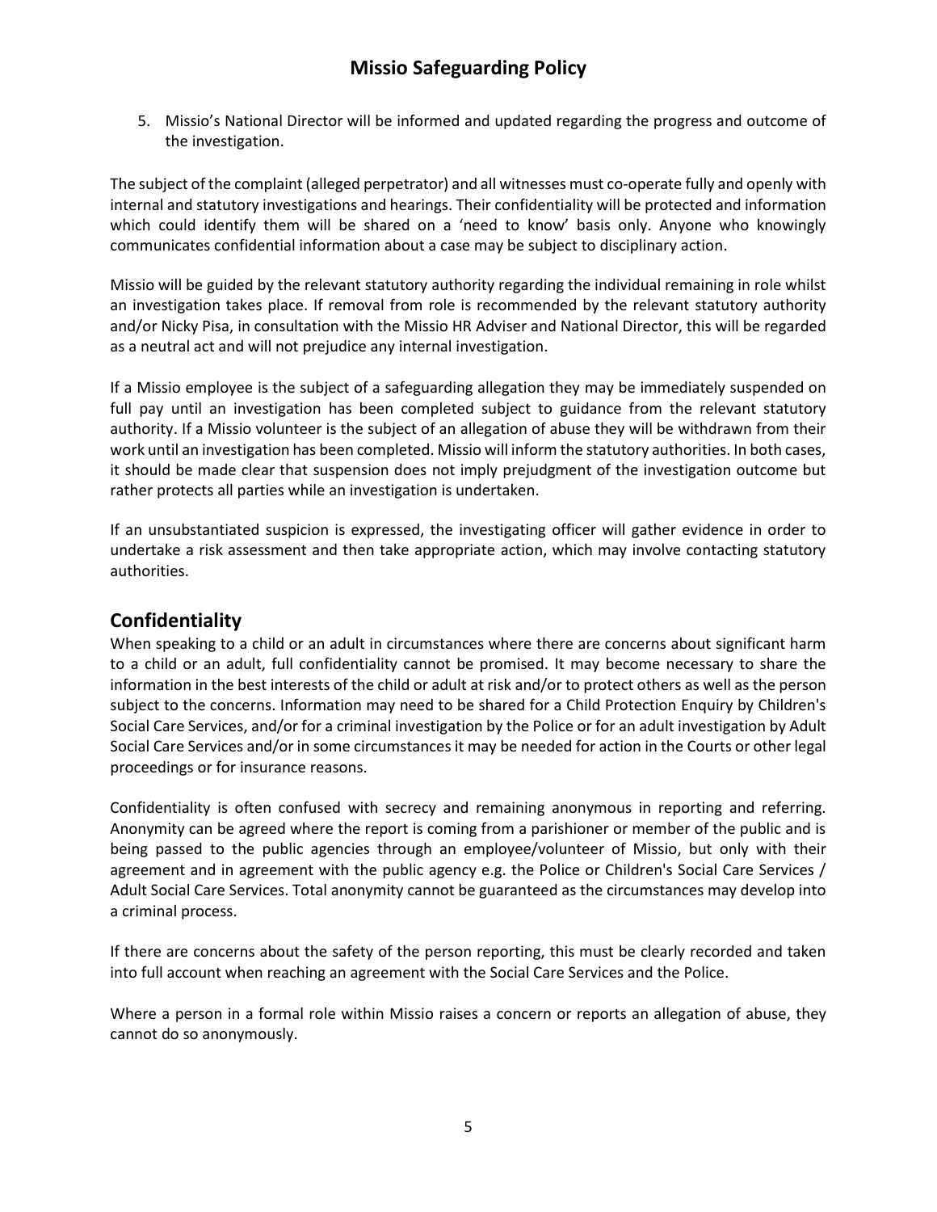5. Missio's National Director will be informed and updated regarding the progress and outcome of the investigation.

The subject of the complaint (alleged perpetrator) and all witnesses must co-operate fully and openly with internal and statutory investigations and hearings. Their confidentiality will be protected and information which could identify them will be shared on a 'need to know' basis only. Anyone who knowingly communicates confidential information about a case may be subject to disciplinary action.

Missio will be guided by the relevant statutory authority regarding the individual remaining in role whilst an investigation takes place. If removal from role is recommended by the relevant statutory authority and/or Nicky Pisa, in consultation with the Missio HR Adviser and National Director, this will be regarded as a neutral act and will not prejudice any internal investigation.

If a Missio employee is the subject of a safeguarding allegation they may be immediately suspended on full pay until an investigation has been completed subject to guidance from the relevant statutory authority. If a Missio volunteer is the subject of an allegation of abuse they will be withdrawn from their work until an investigation has been completed. Missio will inform the statutory authorities. In both cases, it should be made clear that suspension does not imply prejudgment of the investigation outcome but rather protects all parties while an investigation is undertaken.

If an unsubstantiated suspicion is expressed, the investigating officer will gather evidence in order to undertake a risk assessment and then take appropriate action, which may involve contacting statutory authorities.

## Confidentiality

When speaking to a child or an adult in circumstances where there are concerns about significant harm to a child or an adult, full confidentiality cannot be promised. It may become necessary to share the information in the best interests of the child or adult at risk and/or to protect others as well as the person subject to the concerns. Information may need to be shared for a Child Protection Enquiry by Children's Social Care Services, and/or for a criminal investigation by the Police or for an adult investigation by Adult Social Care Services and/or in some circumstances it may be needed for action in the Courts or other legal proceedings or for insurance reasons.

Confidentiality is often confused with secrecy and remaining anonymous in reporting and referring. Anonymity can be agreed where the report is coming from a parishioner or member of the public and is being passed to the public agencies through an employee/volunteer of Missio, but only with their agreement and in agreement with the public agency e.g. the Police or Children's Social Care Services / Adult Social Care Services. Total anonymity cannot be guaranteed as the circumstances may develop into a criminal process.

If there are concerns about the safety of the person reporting, this must be clearly recorded and taken into full account when reaching an agreement with the Social Care Services and the Police.

Where a person in a formal role within Missio raises a concern or reports an allegation of abuse, they cannot do so anonymously.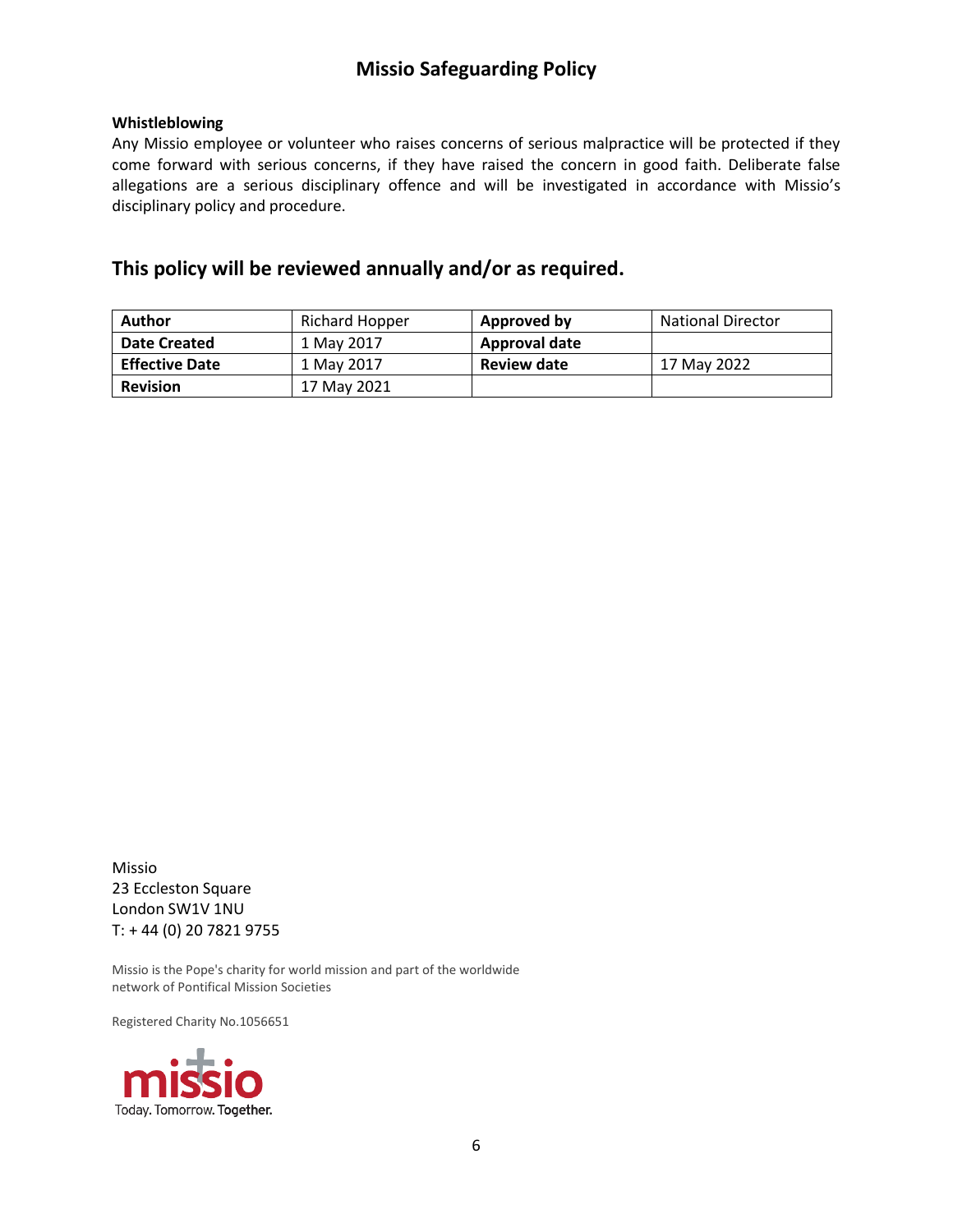**Whistleblowing**

Any Missio employee or volunteer who raises concerns of serious malpractice will be protected if they come forward with serious concerns, if they have raised the concern in good faith. Deliberate false allegations are a serious disciplinary offence and will be investigated in accordance with Missio's disciplinary policy and procedure.

## This policy will be reviewed annually and/or as required.

| | | | |
|---|---|---|---|
| **Author** | Richard Hopper | **Approved by** | National Director |
| **Date Created** | 1 May 2017 | **Approval date** | |
| **Effective Date** | 1 May 2017 | **Review date** | 17 May 2022 |
| **Revision** | 17 May 2021 | | |

Missio
23 Eccleston Square
London SW1V 1NU
T: + 44 (0) 20 7821 9755

Missio is the Pope's charity for world mission and part of the worldwide network of Pontifical Mission Societies

Registered Charity No.1056651

missio
Today. Tomorrow. Together.